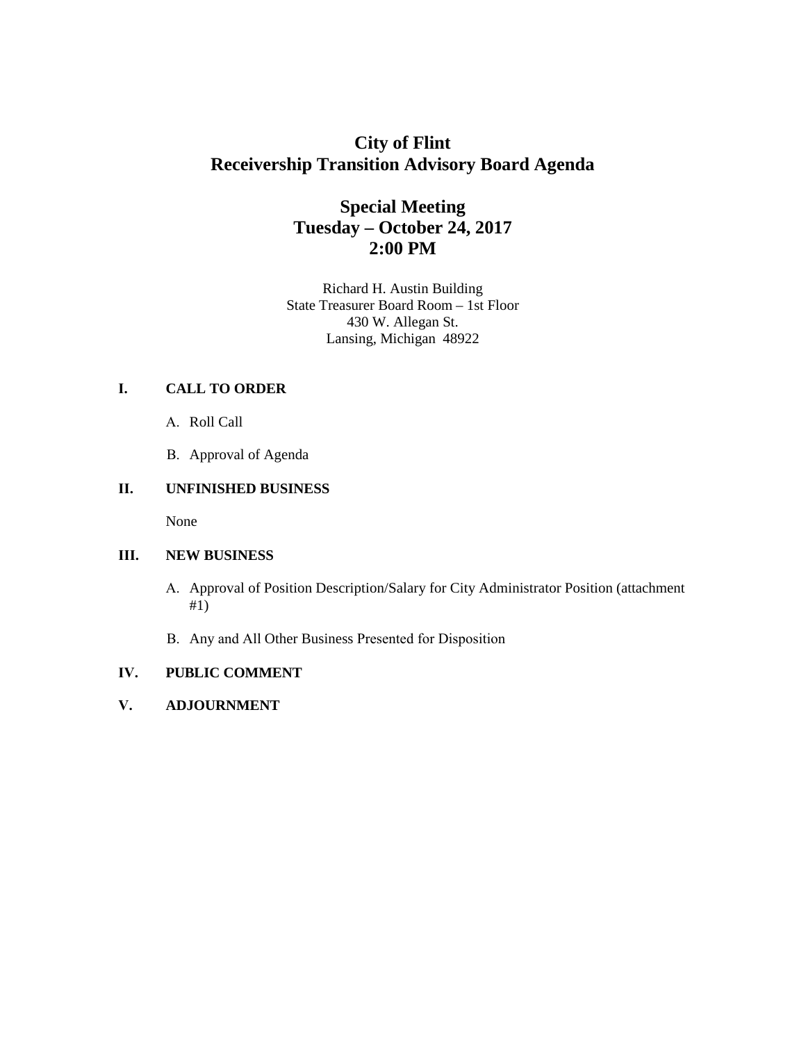# City of Flint
# Receivership Transition Advisory Board Agenda

## Special Meeting
## Tuesday – October 24, 2017
## 2:00 PM

Richard H. Austin Building
State Treasurer Board Room – 1st Floor
430 W. Allegan St.
Lansing, Michigan 48922

**I. CALL TO ORDER**

A. Roll Call

B. Approval of Agenda

**II. UNFINISHED BUSINESS**

None

**III. NEW BUSINESS**

A. Approval of Position Description/Salary for City Administrator Position (attachment #1)

B. Any and All Other Business Presented for Disposition

**IV. PUBLIC COMMENT**

**V. ADJOURNMENT**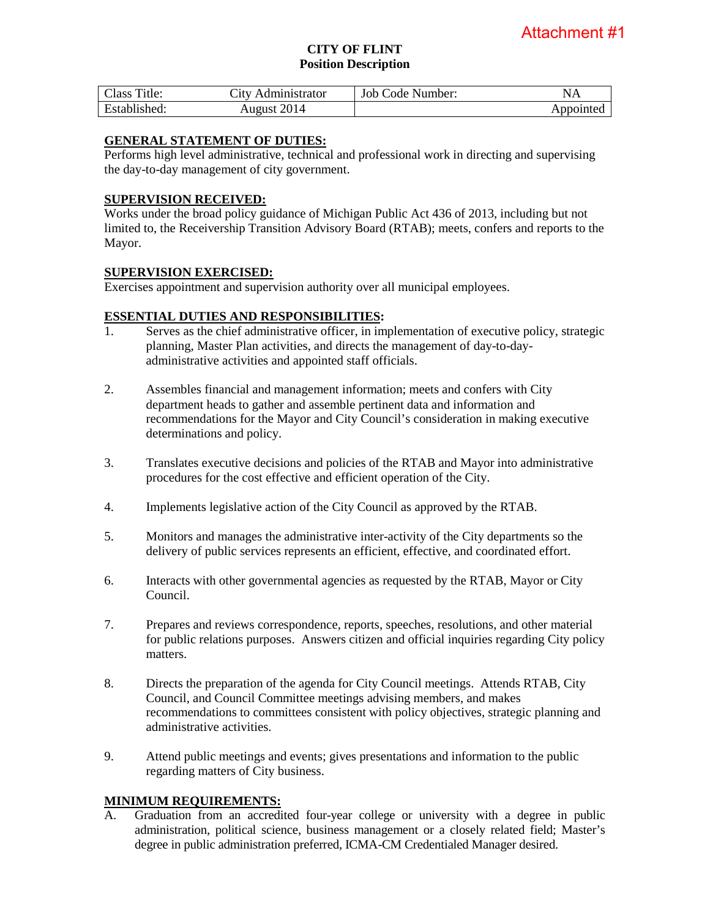Attachment #1

**CITY OF FLINT**
**Position Description**

| Class Title: | City Administrator | Job Code Number: | NA |
|---|---|---|---|
| Established: | August 2014 | | Appointed |

**GENERAL STATEMENT OF DUTIES:**
Performs high level administrative, technical and professional work in directing and supervising the day-to-day management of city government.

**SUPERVISION RECEIVED:**
Works under the broad policy guidance of Michigan Public Act 436 of 2013, including but not limited to, the Receivership Transition Advisory Board (RTAB); meets, confers and reports to the Mayor.

**SUPERVISION EXERCISED:**
Exercises appointment and supervision authority over all municipal employees.

**ESSENTIAL DUTIES AND RESPONSIBILITIES:**

1. Serves as the chief administrative officer, in implementation of executive policy, strategic planning, Master Plan activities, and directs the management of day-to-day-administrative activities and appointed staff officials.

2. Assembles financial and management information; meets and confers with City department heads to gather and assemble pertinent data and information and recommendations for the Mayor and City Council's consideration in making executive determinations and policy.

3. Translates executive decisions and policies of the RTAB and Mayor into administrative procedures for the cost effective and efficient operation of the City.

4. Implements legislative action of the City Council as approved by the RTAB.

5. Monitors and manages the administrative inter-activity of the City departments so the delivery of public services represents an efficient, effective, and coordinated effort.

6. Interacts with other governmental agencies as requested by the RTAB, Mayor or City Council.

7. Prepares and reviews correspondence, reports, speeches, resolutions, and other material for public relations purposes. Answers citizen and official inquiries regarding City policy matters.

8. Directs the preparation of the agenda for City Council meetings. Attends RTAB, City Council, and Council Committee meetings advising members, and makes recommendations to committees consistent with policy objectives, strategic planning and administrative activities.

9. Attend public meetings and events; gives presentations and information to the public regarding matters of City business.

**MINIMUM REQUIREMENTS:**

A. Graduation from an accredited four-year college or university with a degree in public administration, political science, business management or a closely related field; Master's degree in public administration preferred, ICMA-CM Credentialed Manager desired.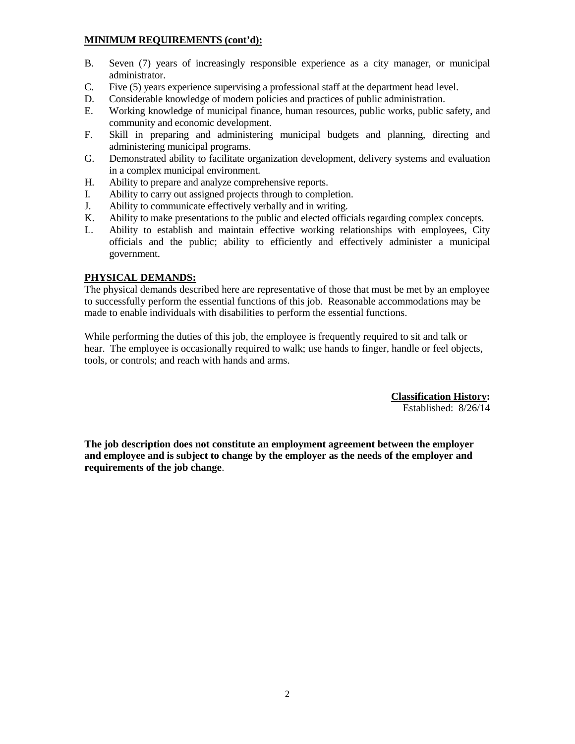**MINIMUM REQUIREMENTS (cont'd):**

B. Seven (7) years of increasingly responsible experience as a city manager, or municipal administrator.
C. Five (5) years experience supervising a professional staff at the department head level.
D. Considerable knowledge of modern policies and practices of public administration.
E. Working knowledge of municipal finance, human resources, public works, public safety, and community and economic development.
F. Skill in preparing and administering municipal budgets and planning, directing and administering municipal programs.
G. Demonstrated ability to facilitate organization development, delivery systems and evaluation in a complex municipal environment.
H. Ability to prepare and analyze comprehensive reports.
I. Ability to carry out assigned projects through to completion.
J. Ability to communicate effectively verbally and in writing.
K. Ability to make presentations to the public and elected officials regarding complex concepts.
L. Ability to establish and maintain effective working relationships with employees, City officials and the public; ability to efficiently and effectively administer a municipal government.

**PHYSICAL DEMANDS:**

The physical demands described here are representative of those that must be met by an employee to successfully perform the essential functions of this job. Reasonable accommodations may be made to enable individuals with disabilities to perform the essential functions.

While performing the duties of this job, the employee is frequently required to sit and talk or hear. The employee is occasionally required to walk; use hands to finger, handle or feel objects, tools, or controls; and reach with hands and arms.

**Classification History:**
Established: 8/26/14

**The job description does not constitute an employment agreement between the employer and employee and is subject to change by the employer as the needs of the employer and requirements of the job change**.